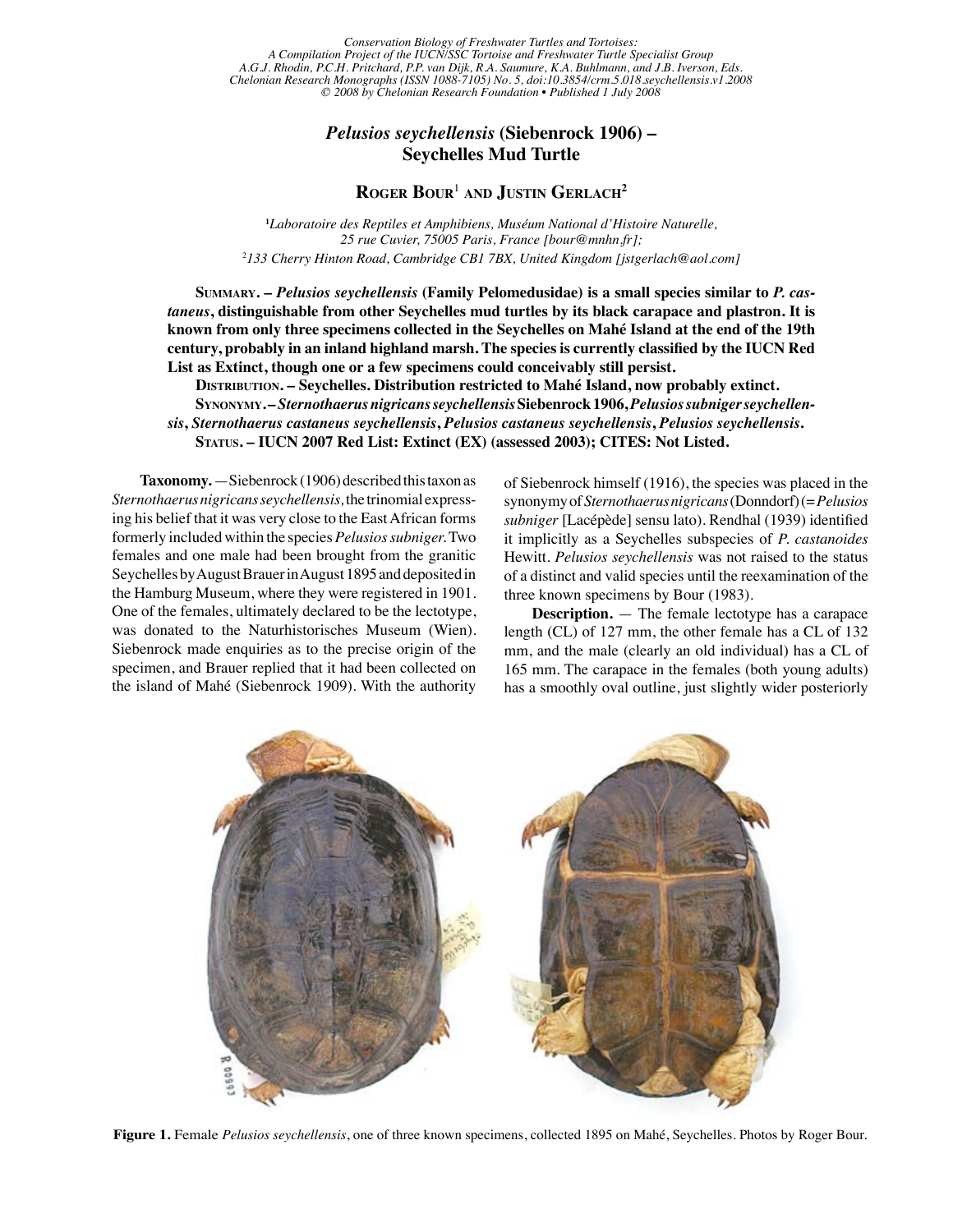*Conservation Biology of Freshwater Turtles and Tortoises: A Compilation Project of the IUCN/SSC Tortoise and Freshwater Turtle Specialist Group*
*A.G.J. Rhodin, P.C.H. Pritchard, P.P. van Dijk, R.A. Saumure, K.A. Buhlmann, and J.B. Iverson, Eds.*
*Chelonian Research Monographs (ISSN 1088-7105) No. 5, doi:10.3854/crm.5.018.seychellensis.v1.2008*
*© 2008 by Chelonian Research Foundation • Published 1 July 2008*

# *Pelusios seychellensis* (Siebenrock 1906) – Seychelles Mud Turtle

**Roger Bour**[1] **and Justin Gerlach**[2]

[1]*Laboratoire des Reptiles et Amphibiens, Muséum National d'Histoire Naturelle, 25 rue Cuvier, 75005 Paris, France [bour@mnhn.fr];*
[2]*133 Cherry Hinton Road, Cambridge CB1 7BX, United Kingdom [jstgerlach@aol.com]*

**Summary. – *Pelusios seychellensis* (Family Pelomedusidae) is a small species similar to *P. castaneus*, distinguishable from other Seychelles mud turtles by its black carapace and plastron. It is known from only three specimens collected in the Seychelles on Mahé Island at the end of the 19th century, probably in an inland highland marsh. The species is currently classified by the IUCN Red List as Extinct, though one or a few specimens could conceivably still persist.**

**Distribution. – Seychelles. Distribution restricted to Mahé Island, now probably extinct.**

**Synonymy. – *Sternothaerus nigricans seychellensis* Siebenrock 1906, *Pelusios subniger seychellensis*, *Sternothaerus castaneus seychellensis*, *Pelusios castaneus seychellensis*, *Pelusios seychellensis*.**

**Status. – IUCN 2007 Red List: Extinct (EX) (assessed 2003); CITES: Not Listed.**

**Taxonomy.** — Siebenrock (1906) described this taxon as *Sternothaerus nigricans seychellensis*, the trinomial expressing his belief that it was very close to the East African forms formerly included within the species *Pelusios subniger*. Two females and one male had been brought from the granitic Seychelles by August Brauer in August 1895 and deposited in the Hamburg Museum, where they were registered in 1901. One of the females, ultimately declared to be the lectotype, was donated to the Naturhistorisches Museum (Wien). Siebenrock made enquiries as to the precise origin of the specimen, and Brauer replied that it had been collected on the island of Mahé (Siebenrock 1909). With the authority of Siebenrock himself (1916), the species was placed in the synonymy of *Sternothaerus nigricans* (Donndorf) (= *Pelusios subniger* [Lacépède] sensu lato). Rendhal (1939) identified it implicitly as a Seychelles subspecies of *P. castanoides* Hewitt. *Pelusios seychellensis* was not raised to the status of a distinct and valid species until the reexamination of the three known specimens by Bour (1983).

**Description.** — The female lectotype has a carapace length (CL) of 127 mm, the other female has a CL of 132 mm, and the male (clearly an old individual) has a CL of 165 mm. The carapace in the females (both young adults) has a smoothly oval outline, just slightly wider posteriorly

**Figure 1.** Female *Pelusios seychellensis*, one of three known specimens, collected 1895 on Mahé, Seychelles. Photos by Roger Bour.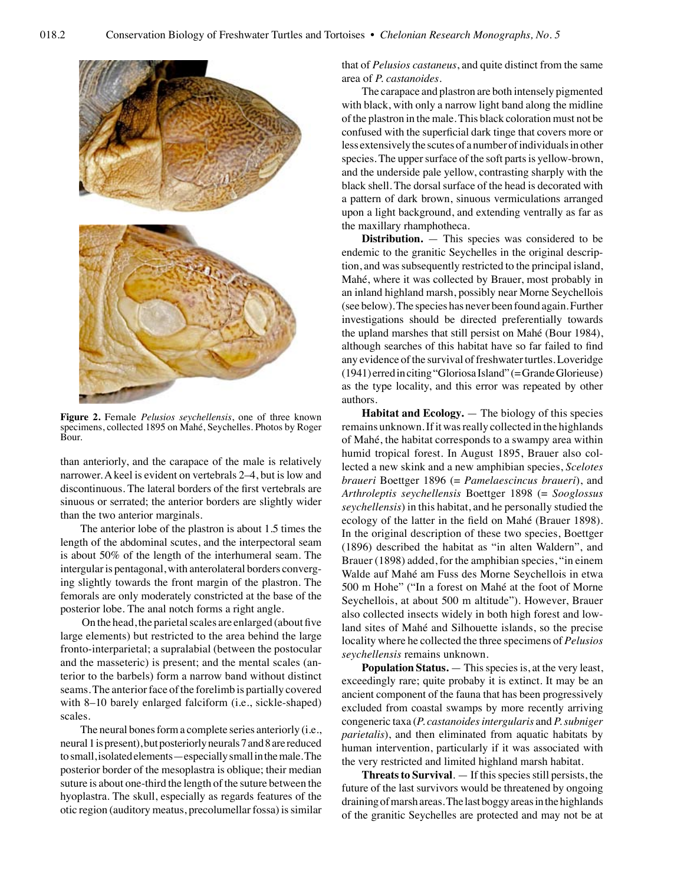**Figure 2.** Female *Pelusios seychellensis*, one of three known specimens, collected 1895 on Mahé, Seychelles. Photos by Roger Bour.

than anteriorly, and the carapace of the male is relatively narrower. A keel is evident on vertebrals 2–4, but is low and discontinuous. The lateral borders of the first vertebrals are sinuous or serrated; the anterior borders are slightly wider than the two anterior marginals.

The anterior lobe of the plastron is about 1.5 times the length of the abdominal scutes, and the interpectoral seam is about 50% of the length of the interhumeral seam. The intergular is pentagonal, with anterolateral borders converging slightly towards the front margin of the plastron. The femorals are only moderately constricted at the base of the posterior lobe. The anal notch forms a right angle.

On the head, the parietal scales are enlarged (about five large elements) but restricted to the area behind the large fronto-interparietal; a supralabial (between the postocular and the masseteric) is present; and the mental scales (anterior to the barbels) form a narrow band without distinct seams. The anterior face of the forelimb is partially covered with 8–10 barely enlarged falciform (i.e., sickle-shaped) scales.

The neural bones form a complete series anteriorly (i.e., neural 1 is present), but posteriorly neurals 7 and 8 are reduced to small, isolated elements—especially small in the male. The posterior border of the mesoplastra is oblique; their median suture is about one-third the length of the suture between the hyoplastra. The skull, especially as regards features of the otic region (auditory meatus, precolumellar fossa) is similar that of *Pelusios castaneus*, and quite distinct from the same area of *P. castanoides*.

The carapace and plastron are both intensely pigmented with black, with only a narrow light band along the midline of the plastron in the male. This black coloration must not be confused with the superficial dark tinge that covers more or less extensively the scutes of a number of individuals in other species. The upper surface of the soft parts is yellow-brown, and the underside pale yellow, contrasting sharply with the black shell. The dorsal surface of the head is decorated with a pattern of dark brown, sinuous vermiculations arranged upon a light background, and extending ventrally as far as the maxillary rhamphotheca.

**Distribution.** — This species was considered to be endemic to the granitic Seychelles in the original description, and was subsequently restricted to the principal island, Mahé, where it was collected by Brauer, most probably in an inland highland marsh, possibly near Morne Seychellois (see below). The species has never been found again. Further investigations should be directed preferentially towards the upland marshes that still persist on Mahé (Bour 1984), although searches of this habitat have so far failed to find any evidence of the survival of freshwater turtles. Loveridge (1941) erred in citing "Gloriosa Island" (= Grande Glorieuse) as the type locality, and this error was repeated by other authors.

**Habitat and Ecology.** — The biology of this species remains unknown. If it was really collected in the highlands of Mahé, the habitat corresponds to a swampy area within humid tropical forest. In August 1895, Brauer also collected a new skink and a new amphibian species, *Scelotes braueri* Boettger 1896 (= *Pamelaescincus braueri*), and *Arthroleptis seychellensis* Boettger 1898 (= *Sooglossus seychellensis*) in this habitat, and he personally studied the ecology of the latter in the field on Mahé (Brauer 1898). In the original description of these two species, Boettger (1896) described the habitat as "in alten Waldern", and Brauer (1898) added, for the amphibian species, "in einem Walde auf Mahé am Fuss des Morne Seychellois in etwa 500 m Hohe" ("In a forest on Mahé at the foot of Morne Seychellois, at about 500 m altitude"). However, Brauer also collected insects widely in both high forest and lowland sites of Mahé and Silhouette islands, so the precise locality where he collected the three specimens of *Pelusios seychellensis* remains unknown.

**Population Status.** — This species is, at the very least, exceedingly rare; quite probaby it is extinct. It may be an ancient component of the fauna that has been progressively excluded from coastal swamps by more recently arriving congeneric taxa (*P. castanoides intergularis* and *P. subniger parietalis*), and then eliminated from aquatic habitats by human intervention, particularly if it was associated with the very restricted and limited highland marsh habitat.

**Threats to Survival**. — If this species still persists, the future of the last survivors would be threatened by ongoing draining of marsh areas. The last boggy areas in the highlands of the granitic Seychelles are protected and may not be at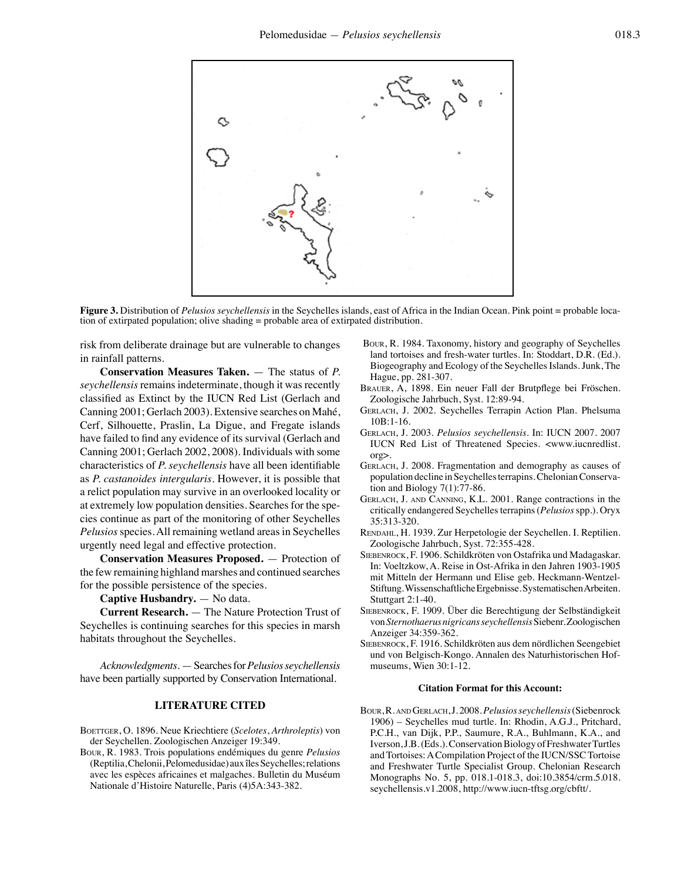**Figure 3.** Distribution of *Pelusios seychellensis* in the Seychelles islands, east of Africa in the Indian Ocean. Pink point = probable location of extirpated population; olive shading = probable area of extirpated distribution.

risk from deliberate drainage but are vulnerable to changes in rainfall patterns.

**Conservation Measures Taken.** — The status of *P. seychellensis* remains indeterminate, though it was recently classified as Extinct by the IUCN Red List (Gerlach and Canning 2001; Gerlach 2003). Extensive searches on Mahé, Cerf, Silhouette, Praslin, La Digue, and Fregate islands have failed to find any evidence of its survival (Gerlach and Canning 2001; Gerlach 2002, 2008). Individuals with some characteristics of *P. seychellensis* have all been identifiable as *P. castanoides intergularis*. However, it is possible that a relict population may survive in an overlooked locality or at extremely low population densities. Searches for the species continue as part of the monitoring of other Seychelles *Pelusios* species. All remaining wetland areas in Seychelles urgently need legal and effective protection.

**Conservation Measures Proposed.** — Protection of the few remaining highland marshes and continued searches for the possible persistence of the species.

**Captive Husbandry.** — No data.

**Current Research.** — The Nature Protection Trust of Seychelles is continuing searches for this species in marsh habitats throughout the Seychelles.

*Acknowledgments*. — Searches for *Pelusios seychellensis* have been partially supported by Conservation International.

## LITERATURE CITED

Boettger, O. 1896. Neue Kriechtiere (*Scelotes*, *Arthroleptis*) von der Seychellen. Zoologischen Anzeiger 19:349.

Bour, R. 1983. Trois populations endémiques du genre *Pelusios* (Reptilia, Chelonii, Pelomedusidae) aux îles Seychelles; relations avec les espèces africaines et malgaches. Bulletin du Muséum Nationale d'Histoire Naturelle, Paris (4)5A:343-382.

Bour, R. 1984. Taxonomy, history and geography of Seychelles land tortoises and fresh-water turtles. In: Stoddart, D.R. (Ed.). Biogeography and Ecology of the Seychelles Islands. Junk, The Hague, pp. 281-307.

Brauer, A, 1898. Ein neuer Fall der Brutpflege bei Fröschen. Zoologische Jahrbuch, Syst. 12:89-94.

Gerlach, J. 2002. Seychelles Terrapin Action Plan. Phelsuma 10B:1-16.

Gerlach, J. 2003. *Pelusios seychellensis*. In: IUCN 2007. 2007 IUCN Red List of Threatened Species. <www.iucnredlist.org>.

Gerlach, J. 2008. Fragmentation and demography as causes of population decline in Seychelles terrapins. Chelonian Conservation and Biology 7(1):77-86.

Gerlach, J. and Canning, K.L. 2001. Range contractions in the critically endangered Seychelles terrapins (*Pelusios* spp.). Oryx 35:313-320.

Rendahl, H. 1939. Zur Herpetologie der Seychellen. I. Reptilien. Zoologische Jahrbuch, Syst. 72:355-428.

Siebenrock, F. 1906. Schildkröten von Ostafrika und Madagaskar. In: Voeltzkow, A. Reise in Ost-Afrika in den Jahren 1903-1905 mit Mitteln der Hermann und Elise geb. Heckmann-Wentzel-Stiftung. Wissenschaftliche Ergebnisse. Systematischen Arbeiten. Stuttgart 2:1-40.

Siebenrock, F. 1909. Über die Berechtigung der Selbständigkeit von *Sternothaerus nigricans seychellensis* Siebenr. Zoologischen Anzeiger 34:359-362.

Siebenrock, F. 1916. Schildkröten aus dem nördlichen Seengebiet und von Belgisch-Kongo. Annalen des Naturhistorischen Hofmuseums, Wien 30:1-12.

### Citation Format for this Account:

Bour, R. and Gerlach, J. 2008. *Pelusios seychellensis* (Siebenrock 1906) – Seychelles mud turtle. In: Rhodin, A.G.J., Pritchard, P.C.H., van Dijk, P.P., Saumure, R.A., Buhlmann, K.A., and Iverson, J.B. (Eds.). Conservation Biology of Freshwater Turtles and Tortoises: A Compilation Project of the IUCN/SSC Tortoise and Freshwater Turtle Specialist Group. Chelonian Research Monographs No. 5, pp. 018.1-018.3, doi:10.3854/crm.5.018.seychellensis.v1.2008, http://www.iucn-tftsg.org/cbftt/.